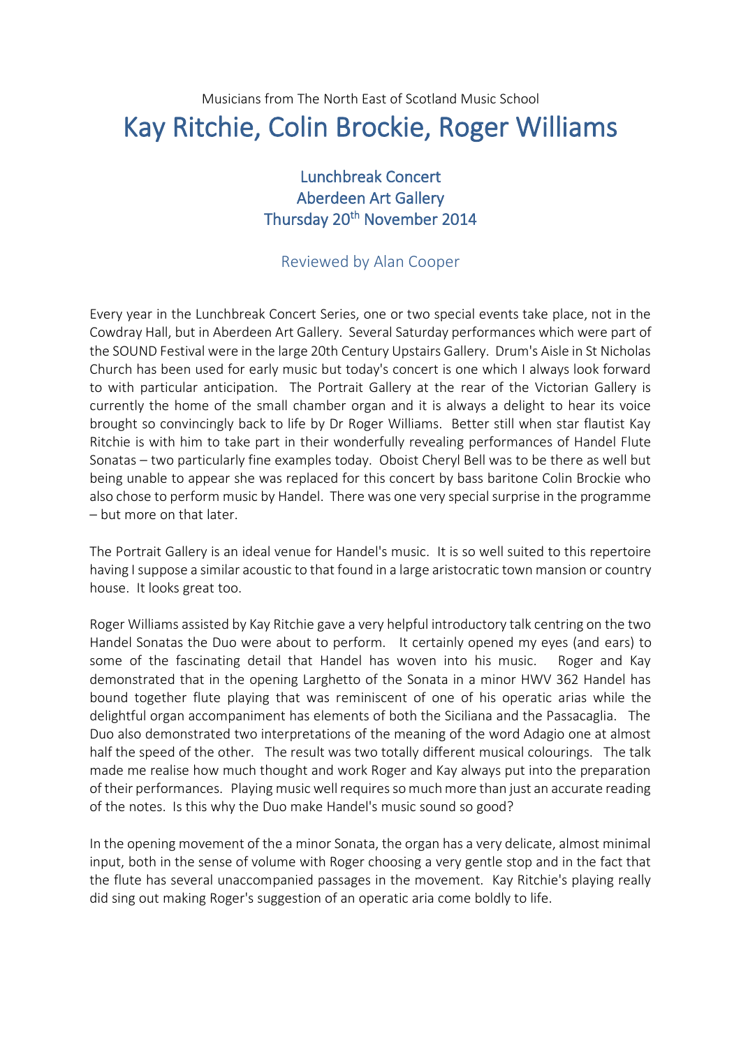Musicians from The North East of Scotland Music School

# Kay Ritchie, Colin Brockie, Roger Williams

## Lunchbreak Concert
## Aberdeen Art Gallery
## Thursday 20th November 2014

### Reviewed by Alan Cooper

Every year in the Lunchbreak Concert Series, one or two special events take place, not in the Cowdray Hall, but in Aberdeen Art Gallery. Several Saturday performances which were part of the SOUND Festival were in the large 20th Century Upstairs Gallery. Drum's Aisle in St Nicholas Church has been used for early music but today's concert is one which I always look forward to with particular anticipation. The Portrait Gallery at the rear of the Victorian Gallery is currently the home of the small chamber organ and it is always a delight to hear its voice brought so convincingly back to life by Dr Roger Williams. Better still when star flautist Kay Ritchie is with him to take part in their wonderfully revealing performances of Handel Flute Sonatas – two particularly fine examples today. Oboist Cheryl Bell was to be there as well but being unable to appear she was replaced for this concert by bass baritone Colin Brockie who also chose to perform music by Handel. There was one very special surprise in the programme – but more on that later.

The Portrait Gallery is an ideal venue for Handel's music. It is so well suited to this repertoire having I suppose a similar acoustic to that found in a large aristocratic town mansion or country house. It looks great too.

Roger Williams assisted by Kay Ritchie gave a very helpful introductory talk centring on the two Handel Sonatas the Duo were about to perform. It certainly opened my eyes (and ears) to some of the fascinating detail that Handel has woven into his music. Roger and Kay demonstrated that in the opening Larghetto of the Sonata in a minor HWV 362 Handel has bound together flute playing that was reminiscent of one of his operatic arias while the delightful organ accompaniment has elements of both the Siciliana and the Passacaglia. The Duo also demonstrated two interpretations of the meaning of the word Adagio one at almost half the speed of the other. The result was two totally different musical colourings. The talk made me realise how much thought and work Roger and Kay always put into the preparation of their performances. Playing music well requires so much more than just an accurate reading of the notes. Is this why the Duo make Handel's music sound so good?

In the opening movement of the a minor Sonata, the organ has a very delicate, almost minimal input, both in the sense of volume with Roger choosing a very gentle stop and in the fact that the flute has several unaccompanied passages in the movement. Kay Ritchie's playing really did sing out making Roger's suggestion of an operatic aria come boldly to life.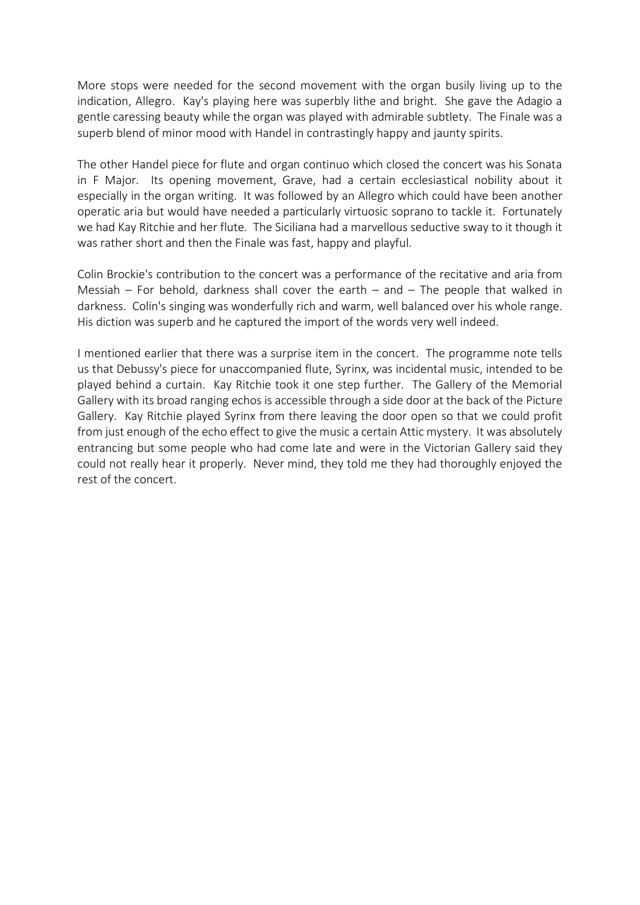More stops were needed for the second movement with the organ busily living up to the indication, Allegro. Kay's playing here was superbly lithe and bright. She gave the Adagio a gentle caressing beauty while the organ was played with admirable subtlety. The Finale was a superb blend of minor mood with Handel in contrastingly happy and jaunty spirits.

The other Handel piece for flute and organ continuo which closed the concert was his Sonata in F Major. Its opening movement, Grave, had a certain ecclesiastical nobility about it especially in the organ writing. It was followed by an Allegro which could have been another operatic aria but would have needed a particularly virtuosic soprano to tackle it. Fortunately we had Kay Ritchie and her flute. The Siciliana had a marvellous seductive sway to it though it was rather short and then the Finale was fast, happy and playful.

Colin Brockie's contribution to the concert was a performance of the recitative and aria from Messiah – For behold, darkness shall cover the earth – and – The people that walked in darkness. Colin's singing was wonderfully rich and warm, well balanced over his whole range. His diction was superb and he captured the import of the words very well indeed.

I mentioned earlier that there was a surprise item in the concert. The programme note tells us that Debussy's piece for unaccompanied flute, Syrinx, was incidental music, intended to be played behind a curtain. Kay Ritchie took it one step further. The Gallery of the Memorial Gallery with its broad ranging echos is accessible through a side door at the back of the Picture Gallery. Kay Ritchie played Syrinx from there leaving the door open so that we could profit from just enough of the echo effect to give the music a certain Attic mystery. It was absolutely entrancing but some people who had come late and were in the Victorian Gallery said they could not really hear it properly. Never mind, they told me they had thoroughly enjoyed the rest of the concert.